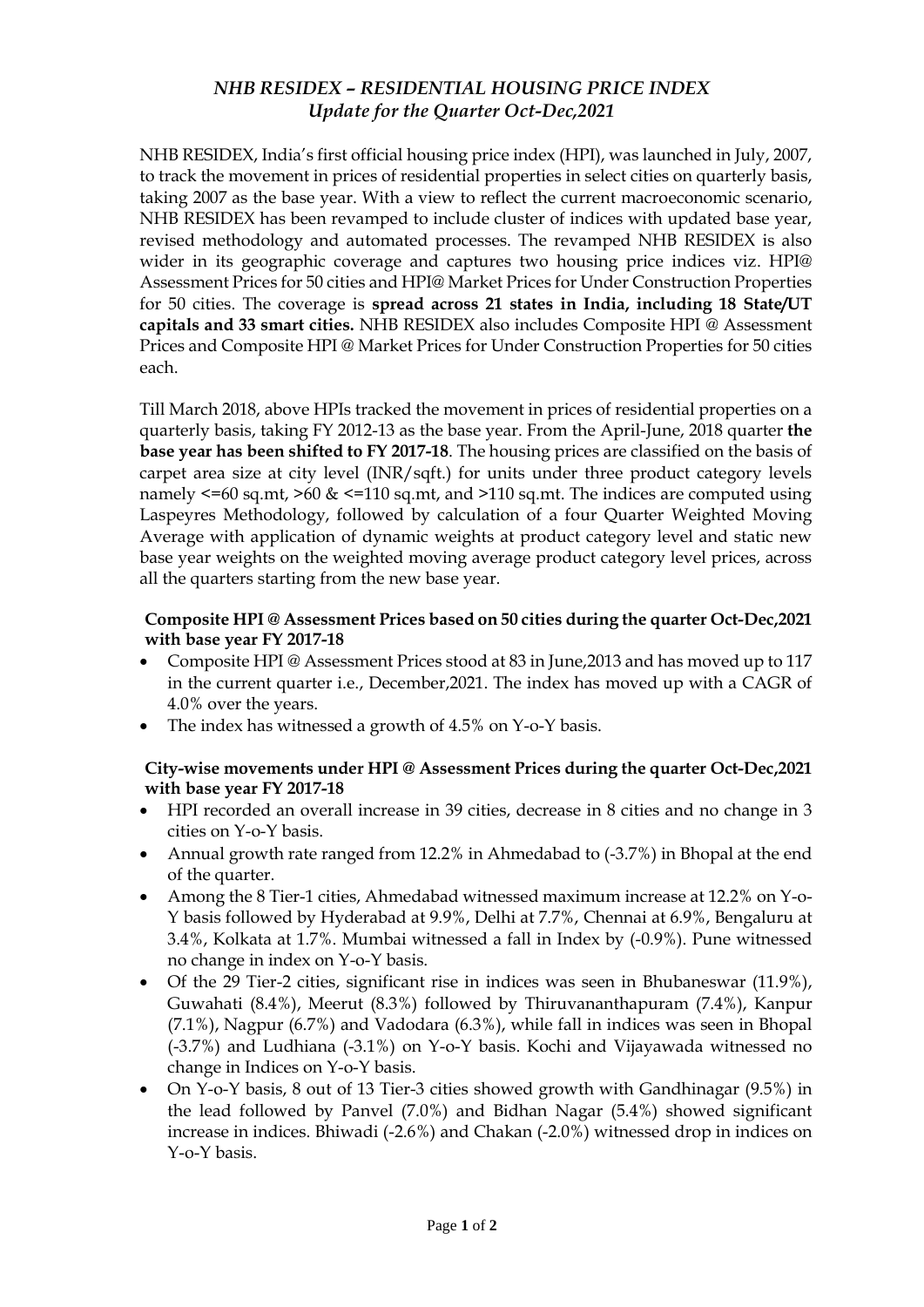# *NHB RESIDEX – RESIDENTIAL HOUSING PRICE INDEX*
## *Update for the Quarter Oct-Dec,2021*

NHB RESIDEX, India's first official housing price index (HPI), was launched in July, 2007, to track the movement in prices of residential properties in select cities on quarterly basis, taking 2007 as the base year. With a view to reflect the current macroeconomic scenario, NHB RESIDEX has been revamped to include cluster of indices with updated base year, revised methodology and automated processes. The revamped NHB RESIDEX is also wider in its geographic coverage and captures two housing price indices viz. HPI@ Assessment Prices for 50 cities and HPI@ Market Prices for Under Construction Properties for 50 cities. The coverage is **spread across 21 states in India, including 18 State/UT capitals and 33 smart cities.** NHB RESIDEX also includes Composite HPI @ Assessment Prices and Composite HPI @ Market Prices for Under Construction Properties for 50 cities each.

Till March 2018, above HPIs tracked the movement in prices of residential properties on a quarterly basis, taking FY 2012-13 as the base year. From the April-June, 2018 quarter **the base year has been shifted to FY 2017-18**. The housing prices are classified on the basis of carpet area size at city level (INR/sqft.) for units under three product category levels namely <=60 sq.mt, >60 & <=110 sq.mt, and >110 sq.mt. The indices are computed using Laspeyres Methodology, followed by calculation of a four Quarter Weighted Moving Average with application of dynamic weights at product category level and static new base year weights on the weighted moving average product category level prices, across all the quarters starting from the new base year.

**Composite HPI @ Assessment Prices based on 50 cities during the quarter Oct-Dec,2021 with base year FY 2017-18**

- Composite HPI @ Assessment Prices stood at 83 in June,2013 and has moved up to 117 in the current quarter i.e., December,2021. The index has moved up with a CAGR of 4.0% over the years.
- The index has witnessed a growth of 4.5% on Y-o-Y basis.

**City-wise movements under HPI @ Assessment Prices during the quarter Oct-Dec,2021 with base year FY 2017-18**

- HPI recorded an overall increase in 39 cities, decrease in 8 cities and no change in 3 cities on Y-o-Y basis.
- Annual growth rate ranged from 12.2% in Ahmedabad to (-3.7%) in Bhopal at the end of the quarter.
- Among the 8 Tier-1 cities, Ahmedabad witnessed maximum increase at 12.2% on Y-o-Y basis followed by Hyderabad at 9.9%, Delhi at 7.7%, Chennai at 6.9%, Bengaluru at 3.4%, Kolkata at 1.7%. Mumbai witnessed a fall in Index by (-0.9%). Pune witnessed no change in index on Y-o-Y basis.
- Of the 29 Tier-2 cities, significant rise in indices was seen in Bhubaneswar (11.9%), Guwahati (8.4%), Meerut (8.3%) followed by Thiruvananthapuram (7.4%), Kanpur (7.1%), Nagpur (6.7%) and Vadodara (6.3%), while fall in indices was seen in Bhopal (-3.7%) and Ludhiana (-3.1%) on Y-o-Y basis. Kochi and Vijayawada witnessed no change in Indices on Y-o-Y basis.
- On Y-o-Y basis, 8 out of 13 Tier-3 cities showed growth with Gandhinagar (9.5%) in the lead followed by Panvel (7.0%) and Bidhan Nagar (5.4%) showed significant increase in indices. Bhiwadi (-2.6%) and Chakan (-2.0%) witnessed drop in indices on Y-o-Y basis.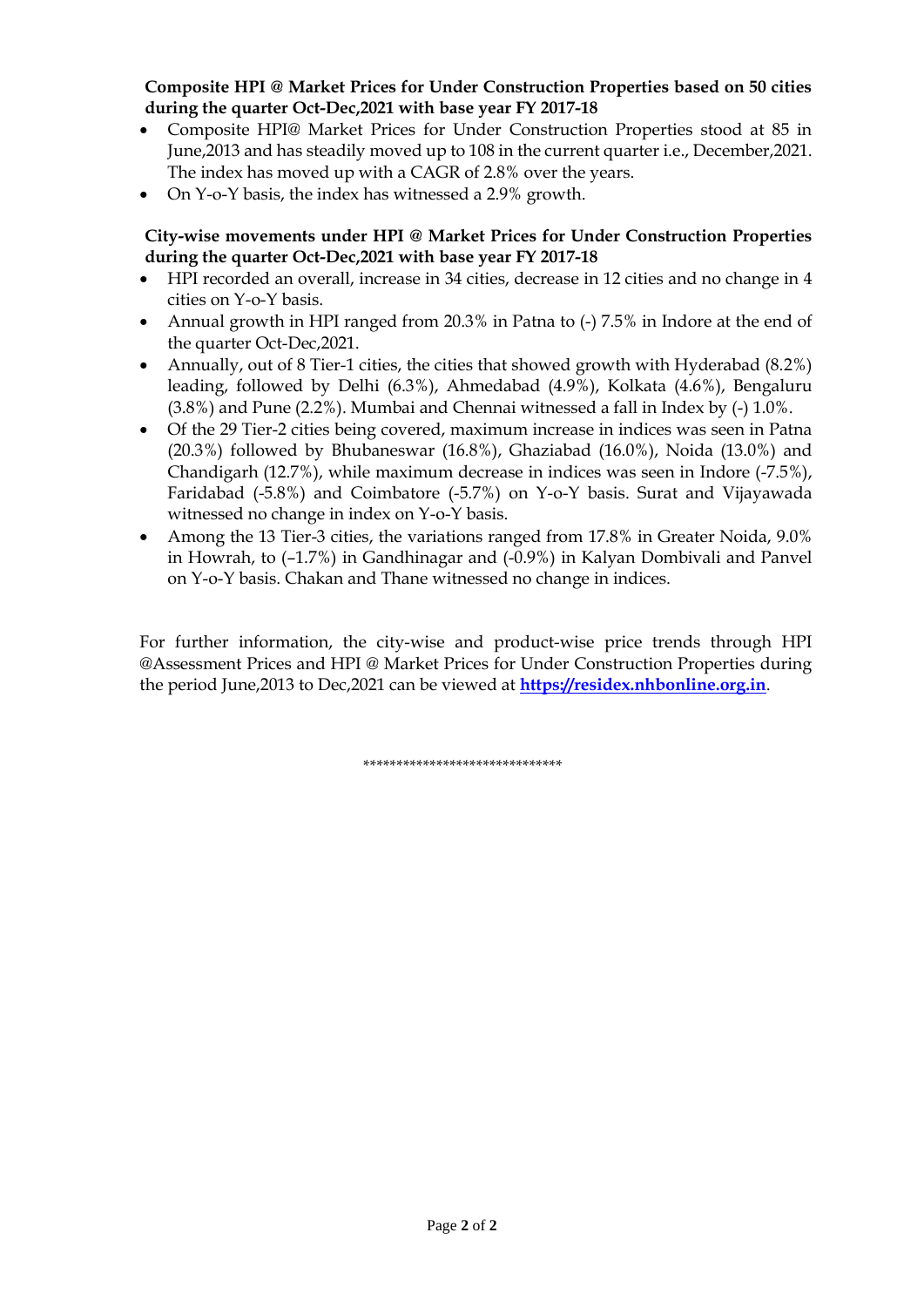**Composite HPI @ Market Prices for Under Construction Properties based on 50 cities during the quarter Oct-Dec,2021 with base year FY 2017-18**

- Composite HPI@ Market Prices for Under Construction Properties stood at 85 in June,2013 and has steadily moved up to 108 in the current quarter i.e., December,2021. The index has moved up with a CAGR of 2.8% over the years.
- On Y-o-Y basis, the index has witnessed a 2.9% growth.

**City-wise movements under HPI @ Market Prices for Under Construction Properties during the quarter Oct-Dec,2021 with base year FY 2017-18**

- HPI recorded an overall, increase in 34 cities, decrease in 12 cities and no change in 4 cities on Y-o-Y basis.
- Annual growth in HPI ranged from 20.3% in Patna to (-) 7.5% in Indore at the end of the quarter Oct-Dec,2021.
- Annually, out of 8 Tier-1 cities, the cities that showed growth with Hyderabad (8.2%) leading, followed by Delhi (6.3%), Ahmedabad (4.9%), Kolkata (4.6%), Bengaluru (3.8%) and Pune (2.2%). Mumbai and Chennai witnessed a fall in Index by (-) 1.0%.
- Of the 29 Tier-2 cities being covered, maximum increase in indices was seen in Patna (20.3%) followed by Bhubaneswar (16.8%), Ghaziabad (16.0%), Noida (13.0%) and Chandigarh (12.7%), while maximum decrease in indices was seen in Indore (-7.5%), Faridabad (-5.8%) and Coimbatore (-5.7%) on Y-o-Y basis. Surat and Vijayawada witnessed no change in index on Y-o-Y basis.
- Among the 13 Tier-3 cities, the variations ranged from 17.8% in Greater Noida, 9.0% in Howrah, to (–1.7%) in Gandhinagar and (-0.9%) in Kalyan Dombivali and Panvel on Y-o-Y basis. Chakan and Thane witnessed no change in indices.

For further information, the city-wise and product-wise price trends through HPI @Assessment Prices and HPI @ Market Prices for Under Construction Properties during the period June,2013 to Dec,2021 can be viewed at **https://residex.nhbonline.org.in**.

*****************************